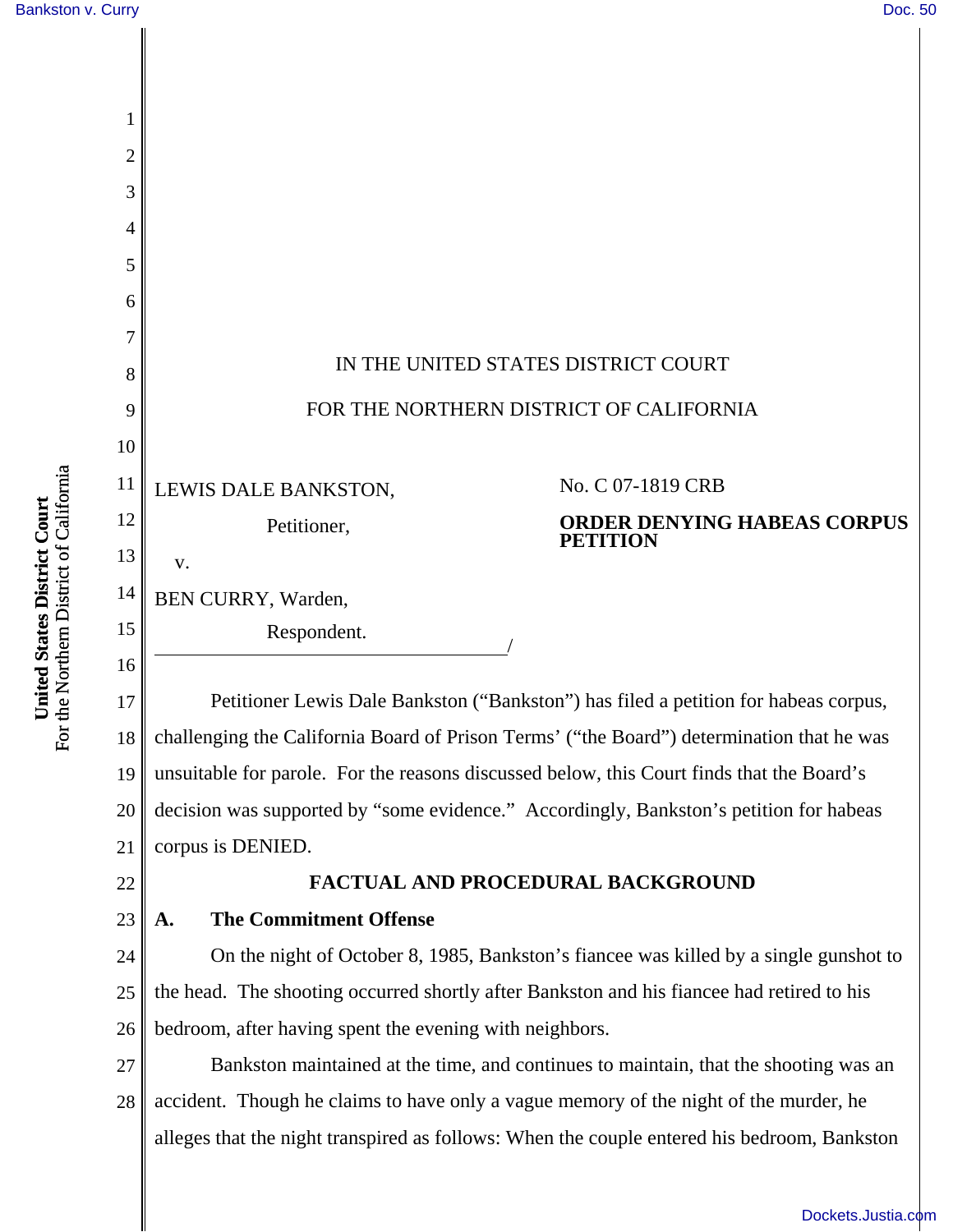IN THE UNITED STATES DISTRICT COURT

FOR THE NORTHERN DISTRICT OF CALIFORNIA

LEWIS DALE BANKSTON,

Petitioner,

v.

BEN CURRY, Warden,

Respondent.
/

No. C 07-1819 CRB

**ORDER DENYING HABEAS CORPUS PETITION**

Petitioner Lewis Dale Bankston ("Bankston") has filed a petition for habeas corpus, challenging the California Board of Prison Terms' ("the Board") determination that he was unsuitable for parole. For the reasons discussed below, this Court finds that the Board's decision was supported by "some evidence." Accordingly, Bankston's petition for habeas corpus is DENIED.

## FACTUAL AND PROCEDURAL BACKGROUND

### A. The Commitment Offense

On the night of October 8, 1985, Bankston's fiancee was killed by a single gunshot to the head. The shooting occurred shortly after Bankston and his fiancee had retired to his bedroom, after having spent the evening with neighbors.

Bankston maintained at the time, and continues to maintain, that the shooting was an accident. Though he claims to have only a vague memory of the night of the murder, he alleges that the night transpired as follows: When the couple entered his bedroom, Bankston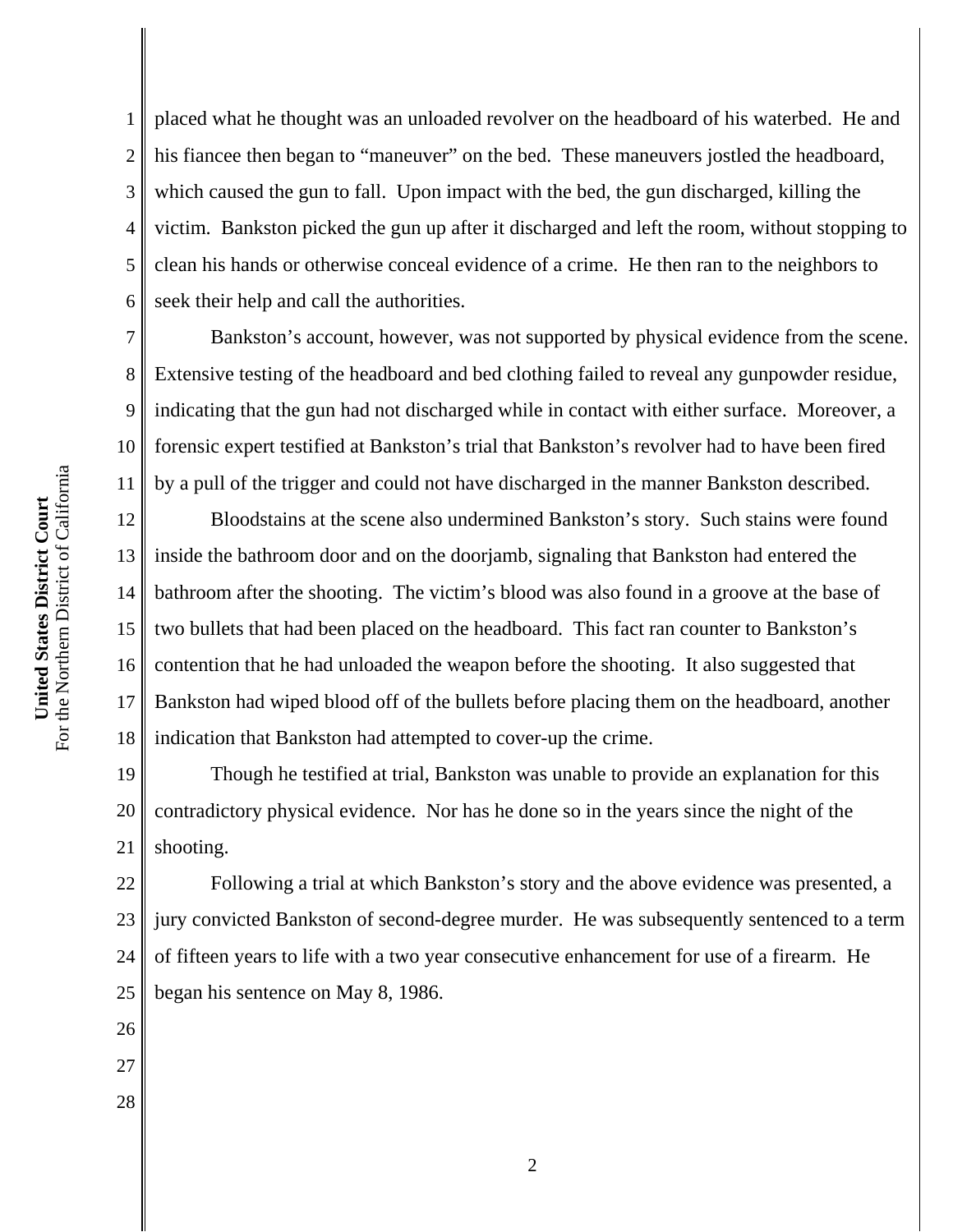placed what he thought was an unloaded revolver on the headboard of his waterbed. He and his fiancee then began to "maneuver" on the bed. These maneuvers jostled the headboard, which caused the gun to fall. Upon impact with the bed, the gun discharged, killing the victim. Bankston picked the gun up after it discharged and left the room, without stopping to clean his hands or otherwise conceal evidence of a crime. He then ran to the neighbors to seek their help and call the authorities.

Bankston's account, however, was not supported by physical evidence from the scene. Extensive testing of the headboard and bed clothing failed to reveal any gunpowder residue, indicating that the gun had not discharged while in contact with either surface. Moreover, a forensic expert testified at Bankston's trial that Bankston's revolver had to have been fired by a pull of the trigger and could not have discharged in the manner Bankston described.

Bloodstains at the scene also undermined Bankston's story. Such stains were found inside the bathroom door and on the doorjamb, signaling that Bankston had entered the bathroom after the shooting. The victim's blood was also found in a groove at the base of two bullets that had been placed on the headboard. This fact ran counter to Bankston's contention that he had unloaded the weapon before the shooting. It also suggested that Bankston had wiped blood off of the bullets before placing them on the headboard, another indication that Bankston had attempted to cover-up the crime.

Though he testified at trial, Bankston was unable to provide an explanation for this contradictory physical evidence. Nor has he done so in the years since the night of the shooting.

Following a trial at which Bankston's story and the above evidence was presented, a jury convicted Bankston of second-degree murder. He was subsequently sentenced to a term of fifteen years to life with a two year consecutive enhancement for use of a firearm. He began his sentence on May 8, 1986.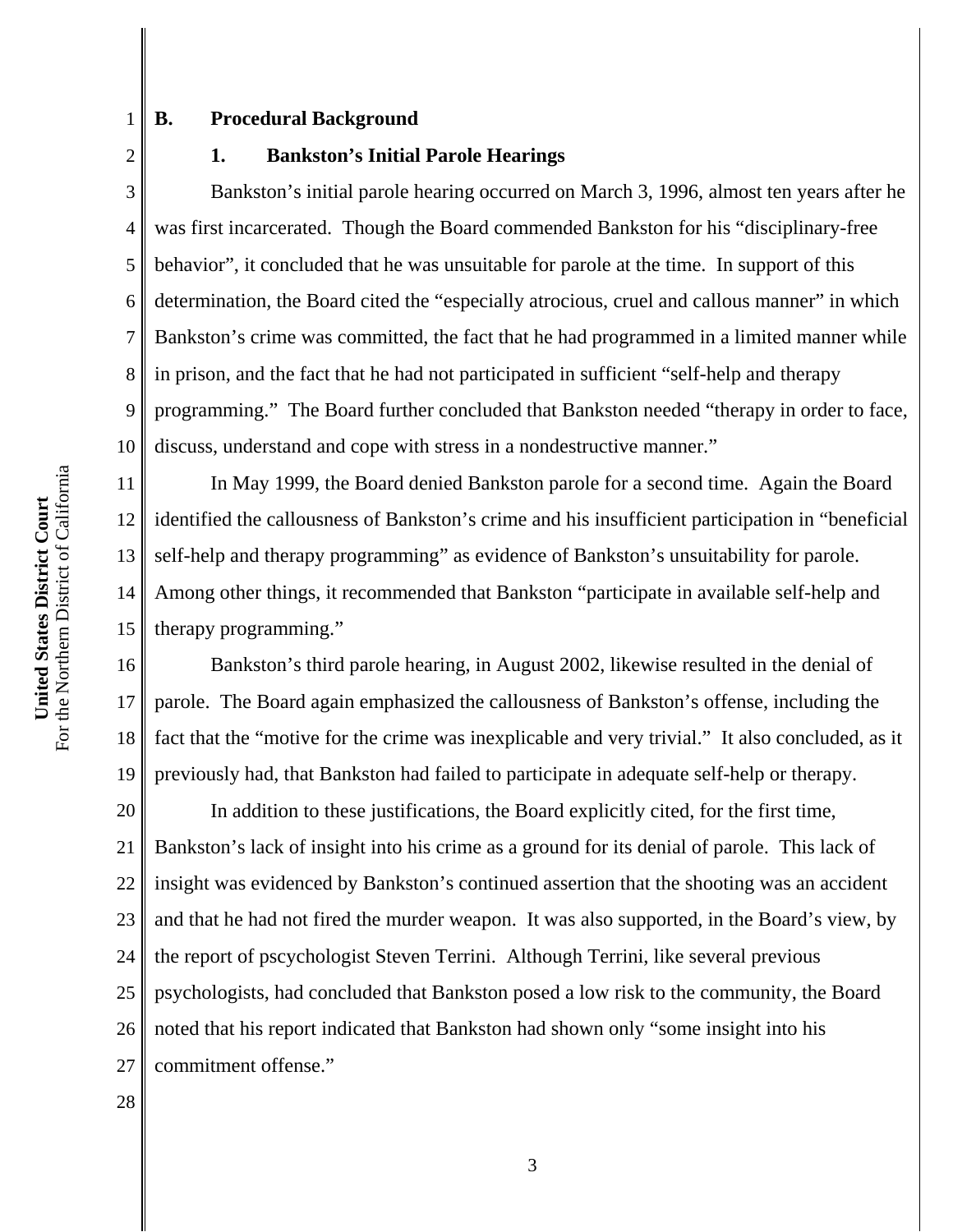## B. Procedural Background

### 1. Bankston's Initial Parole Hearings

Bankston's initial parole hearing occurred on March 3, 1996, almost ten years after he was first incarcerated. Though the Board commended Bankston for his "disciplinary-free behavior", it concluded that he was unsuitable for parole at the time. In support of this determination, the Board cited the "especially atrocious, cruel and callous manner" in which Bankston's crime was committed, the fact that he had programmed in a limited manner while in prison, and the fact that he had not participated in sufficient "self-help and therapy programming." The Board further concluded that Bankston needed "therapy in order to face, discuss, understand and cope with stress in a nondestructive manner."

In May 1999, the Board denied Bankston parole for a second time. Again the Board identified the callousness of Bankston's crime and his insufficient participation in "beneficial self-help and therapy programming" as evidence of Bankston's unsuitability for parole. Among other things, it recommended that Bankston "participate in available self-help and therapy programming."

Bankston's third parole hearing, in August 2002, likewise resulted in the denial of parole. The Board again emphasized the callousness of Bankston's offense, including the fact that the "motive for the crime was inexplicable and very trivial." It also concluded, as it previously had, that Bankston had failed to participate in adequate self-help or therapy.

In addition to these justifications, the Board explicitly cited, for the first time, Bankston's lack of insight into his crime as a ground for its denial of parole. This lack of insight was evidenced by Bankston's continued assertion that the shooting was an accident and that he had not fired the murder weapon. It was also supported, in the Board's view, by the report of pscychologist Steven Terrini. Although Terrini, like several previous psychologists, had concluded that Bankston posed a low risk to the community, the Board noted that his report indicated that Bankston had shown only "some insight into his commitment offense."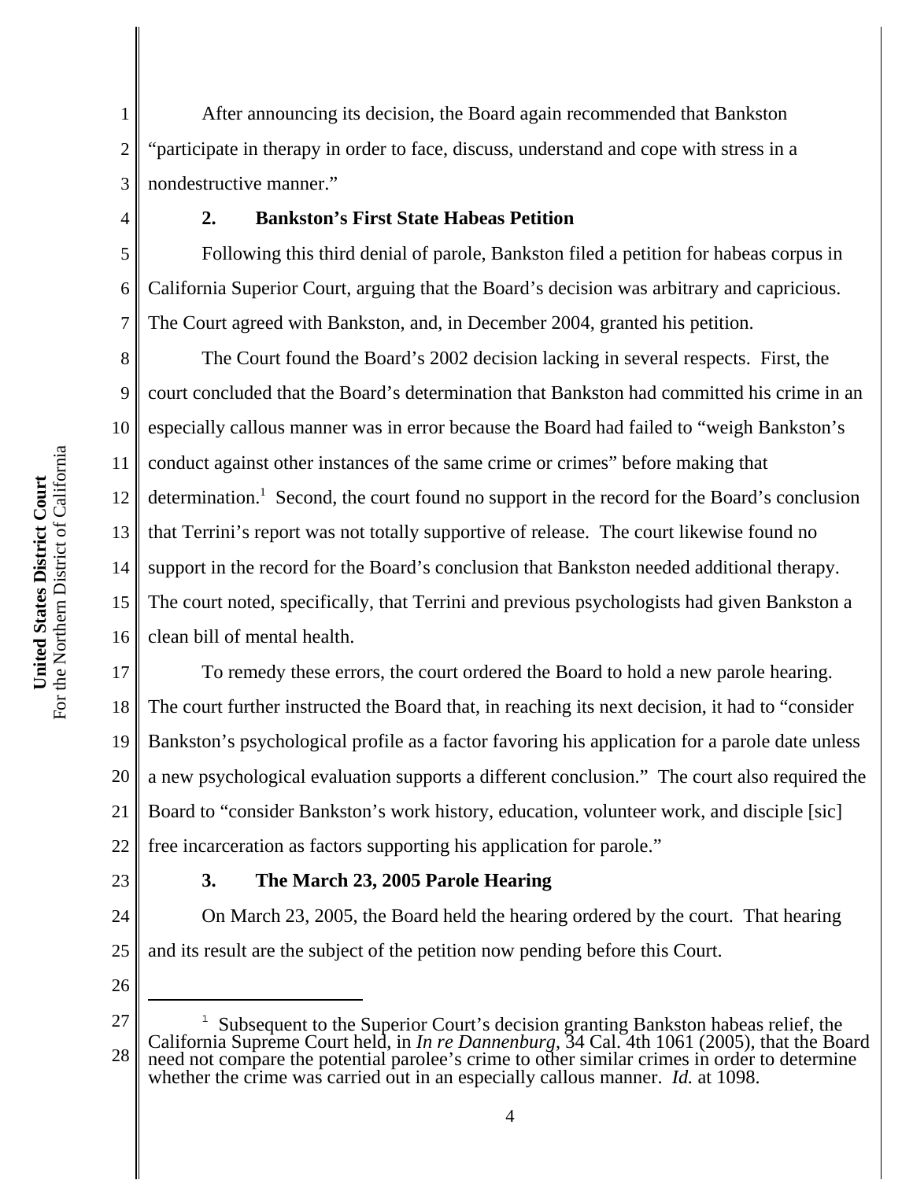After announcing its decision, the Board again recommended that Bankston "participate in therapy in order to face, discuss, understand and cope with stress in a nondestructive manner."

### 2. Bankston's First State Habeas Petition

Following this third denial of parole, Bankston filed a petition for habeas corpus in California Superior Court, arguing that the Board's decision was arbitrary and capricious. The Court agreed with Bankston, and, in December 2004, granted his petition.

The Court found the Board's 2002 decision lacking in several respects. First, the court concluded that the Board's determination that Bankston had committed his crime in an especially callous manner was in error because the Board had failed to "weigh Bankston's conduct against other instances of the same crime or crimes" before making that determination.[1] Second, the court found no support in the record for the Board's conclusion that Terrini's report was not totally supportive of release. The court likewise found no support in the record for the Board's conclusion that Bankston needed additional therapy. The court noted, specifically, that Terrini and previous psychologists had given Bankston a clean bill of mental health.

To remedy these errors, the court ordered the Board to hold a new parole hearing. The court further instructed the Board that, in reaching its next decision, it had to "consider Bankston's psychological profile as a factor favoring his application for a parole date unless a new psychological evaluation supports a different conclusion." The court also required the Board to "consider Bankston's work history, education, volunteer work, and disciple [sic] free incarceration as factors supporting his application for parole."

### 3. The March 23, 2005 Parole Hearing

On March 23, 2005, the Board held the hearing ordered by the court. That hearing and its result are the subject of the petition now pending before this Court.

---

[1] Subsequent to the Superior Court's decision granting Bankston habeas relief, the California Supreme Court held, in *In re Dannenburg*, 34 Cal. 4th 1061 (2005), that the Board need not compare the potential parolee's crime to other similar crimes in order to determine whether the crime was carried out in an especially callous manner. *Id.* at 1098.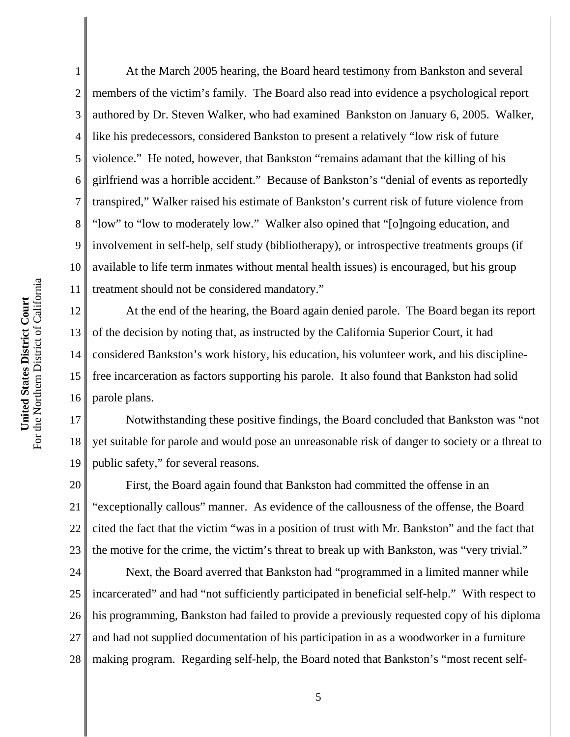At the March 2005 hearing, the Board heard testimony from Bankston and several members of the victim's family. The Board also read into evidence a psychological report authored by Dr. Steven Walker, who had examined Bankston on January 6, 2005. Walker, like his predecessors, considered Bankston to present a relatively "low risk of future violence." He noted, however, that Bankston "remains adamant that the killing of his girlfriend was a horrible accident." Because of Bankston's "denial of events as reportedly transpired," Walker raised his estimate of Bankston's current risk of future violence from "low" to "low to moderately low." Walker also opined that "[o]ngoing education, and involvement in self-help, self study (bibliotherapy), or introspective treatments groups (if available to life term inmates without mental health issues) is encouraged, but his group treatment should not be considered mandatory."

At the end of the hearing, the Board again denied parole. The Board began its report of the decision by noting that, as instructed by the California Superior Court, it had considered Bankston's work history, his education, his volunteer work, and his discipline-free incarceration as factors supporting his parole. It also found that Bankston had solid parole plans.

Notwithstanding these positive findings, the Board concluded that Bankston was "not yet suitable for parole and would pose an unreasonable risk of danger to society or a threat to public safety," for several reasons.

First, the Board again found that Bankston had committed the offense in an "exceptionally callous" manner. As evidence of the callousness of the offense, the Board cited the fact that the victim "was in a position of trust with Mr. Bankston" and the fact that the motive for the crime, the victim's threat to break up with Bankston, was "very trivial."

Next, the Board averred that Bankston had "programmed in a limited manner while incarcerated" and had "not sufficiently participated in beneficial self-help." With respect to his programming, Bankston had failed to provide a previously requested copy of his diploma and had not supplied documentation of his participation in as a woodworker in a furniture making program. Regarding self-help, the Board noted that Bankston's "most recent self-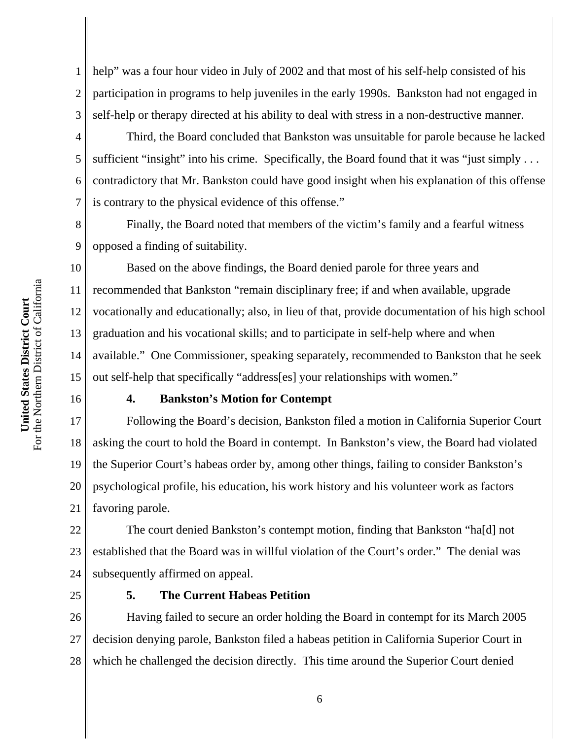help" was a four hour video in July of 2002 and that most of his self-help consisted of his participation in programs to help juveniles in the early 1990s. Bankston had not engaged in self-help or therapy directed at his ability to deal with stress in a non-destructive manner.

Third, the Board concluded that Bankston was unsuitable for parole because he lacked sufficient "insight" into his crime. Specifically, the Board found that it was "just simply . . . contradictory that Mr. Bankston could have good insight when his explanation of this offense is contrary to the physical evidence of this offense."

Finally, the Board noted that members of the victim's family and a fearful witness opposed a finding of suitability.

Based on the above findings, the Board denied parole for three years and recommended that Bankston "remain disciplinary free; if and when available, upgrade vocationally and educationally; also, in lieu of that, provide documentation of his high school graduation and his vocational skills; and to participate in self-help where and when available." One Commissioner, speaking separately, recommended to Bankston that he seek out self-help that specifically "address[es] your relationships with women."

### 4. Bankston's Motion for Contempt

Following the Board's decision, Bankston filed a motion in California Superior Court asking the court to hold the Board in contempt. In Bankston's view, the Board had violated the Superior Court's habeas order by, among other things, failing to consider Bankston's psychological profile, his education, his work history and his volunteer work as factors favoring parole.

The court denied Bankston's contempt motion, finding that Bankston "ha[d] not established that the Board was in willful violation of the Court's order." The denial was subsequently affirmed on appeal.

### 5. The Current Habeas Petition

Having failed to secure an order holding the Board in contempt for its March 2005 decision denying parole, Bankston filed a habeas petition in California Superior Court in which he challenged the decision directly. This time around the Superior Court denied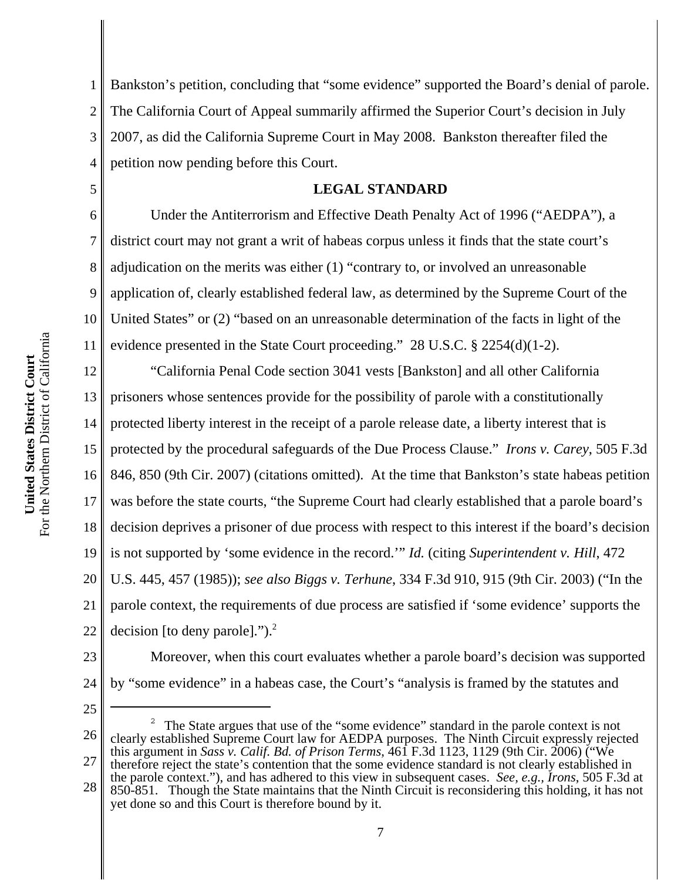Bankston's petition, concluding that "some evidence" supported the Board's denial of parole. The California Court of Appeal summarily affirmed the Superior Court's decision in July 2007, as did the California Supreme Court in May 2008. Bankston thereafter filed the petition now pending before this Court.

## LEGAL STANDARD

Under the Antiterrorism and Effective Death Penalty Act of 1996 ("AEDPA"), a district court may not grant a writ of habeas corpus unless it finds that the state court's adjudication on the merits was either (1) "contrary to, or involved an unreasonable application of, clearly established federal law, as determined by the Supreme Court of the United States" or (2) "based on an unreasonable determination of the facts in light of the evidence presented in the State Court proceeding." 28 U.S.C. § 2254(d)(1-2).

"California Penal Code section 3041 vests [Bankston] and all other California prisoners whose sentences provide for the possibility of parole with a constitutionally protected liberty interest in the receipt of a parole release date, a liberty interest that is protected by the procedural safeguards of the Due Process Clause." *Irons v. Carey*, 505 F.3d 846, 850 (9th Cir. 2007) (citations omitted). At the time that Bankston's state habeas petition was before the state courts, "the Supreme Court had clearly established that a parole board's decision deprives a prisoner of due process with respect to this interest if the board's decision is not supported by 'some evidence in the record.'" *Id.* (citing *Superintendent v. Hill*, 472 U.S. 445, 457 (1985)); *see also Biggs v. Terhune*, 334 F.3d 910, 915 (9th Cir. 2003) ("In the parole context, the requirements of due process are satisfied if 'some evidence' supports the decision [to deny parole].").[2]

Moreover, when this court evaluates whether a parole board's decision was supported by "some evidence" in a habeas case, the Court's "analysis is framed by the statutes and

---

[2] The State argues that use of the "some evidence" standard in the parole context is not clearly established Supreme Court law for AEDPA purposes. The Ninth Circuit expressly rejected this argument in *Sass v. Calif. Bd. of Prison Terms*, 461 F.3d 1123, 1129 (9th Cir. 2006) ("We therefore reject the state's contention that the some evidence standard is not clearly established in the parole context."), and has adhered to this view in subsequent cases. *See, e.g., Irons*, 505 F.3d at 850-851. Though the State maintains that the Ninth Circuit is reconsidering this holding, it has not yet done so and this Court is therefore bound by it.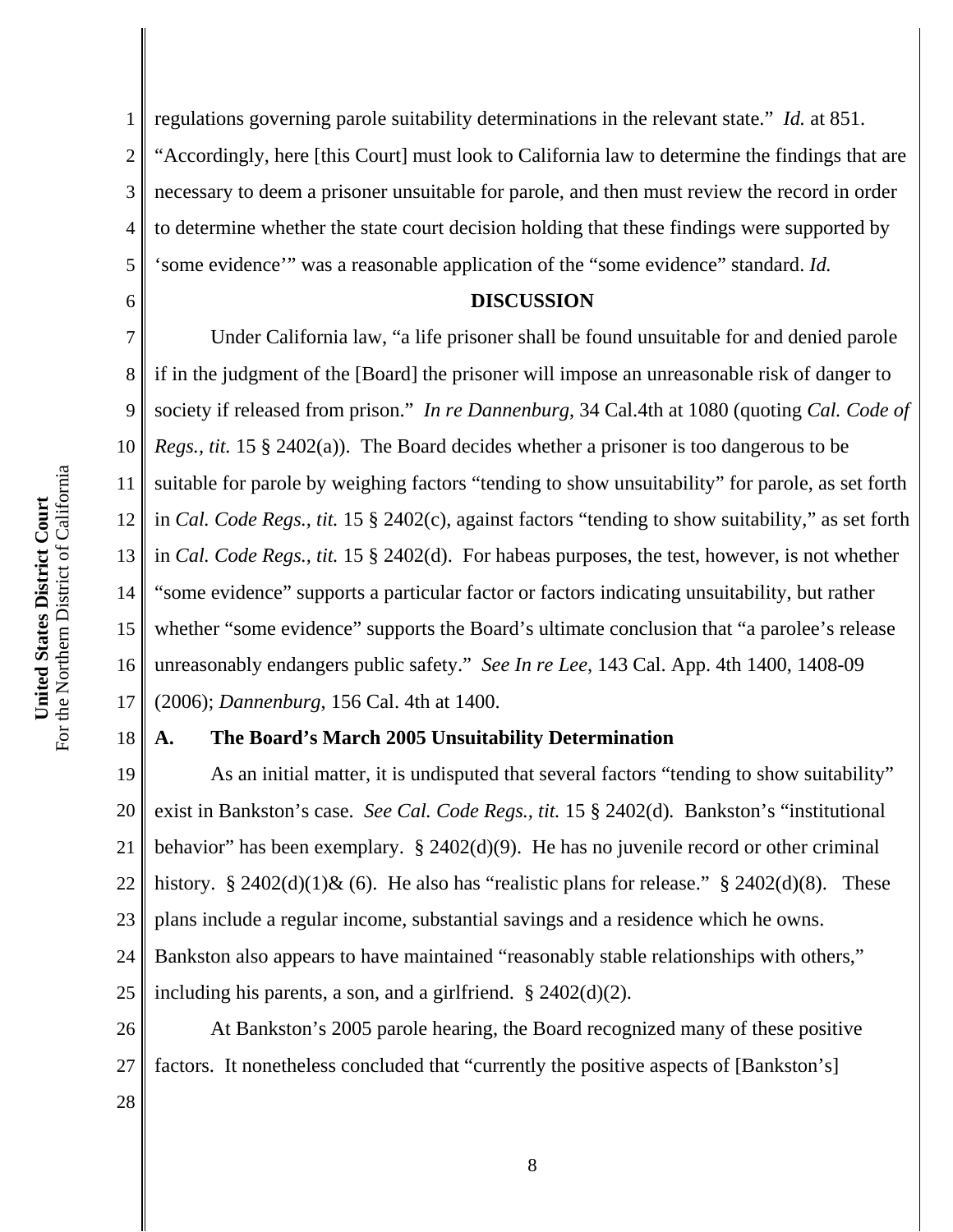regulations governing parole suitability determinations in the relevant state." *Id.* at 851. "Accordingly, here [this Court] must look to California law to determine the findings that are necessary to deem a prisoner unsuitable for parole, and then must review the record in order to determine whether the state court decision holding that these findings were supported by 'some evidence'" was a reasonable application of the "some evidence" standard. *Id.*

## DISCUSSION

Under California law, "a life prisoner shall be found unsuitable for and denied parole if in the judgment of the [Board] the prisoner will impose an unreasonable risk of danger to society if released from prison." *In re Dannenburg*, 34 Cal.4th at 1080 (quoting *Cal. Code of Regs., tit.* 15 § 2402(a)). The Board decides whether a prisoner is too dangerous to be suitable for parole by weighing factors "tending to show unsuitability" for parole, as set forth in *Cal. Code Regs., tit.* 15 § 2402(c), against factors "tending to show suitability," as set forth in *Cal. Code Regs., tit.* 15 § 2402(d). For habeas purposes, the test, however, is not whether "some evidence" supports a particular factor or factors indicating unsuitability, but rather whether "some evidence" supports the Board's ultimate conclusion that "a parolee's release unreasonably endangers public safety." *See In re Lee*, 143 Cal. App. 4th 1400, 1408-09 (2006); *Dannenburg*, 156 Cal. 4th at 1400.

### A. The Board's March 2005 Unsuitability Determination

As an initial matter, it is undisputed that several factors "tending to show suitability" exist in Bankston's case. *See Cal. Code Regs., tit.* 15 § 2402(d). Bankston's "institutional behavior" has been exemplary. § 2402(d)(9). He has no juvenile record or other criminal history. § 2402(d)(1)& (6). He also has "realistic plans for release." § 2402(d)(8). These plans include a regular income, substantial savings and a residence which he owns. Bankston also appears to have maintained "reasonably stable relationships with others," including his parents, a son, and a girlfriend. § 2402(d)(2).

At Bankston's 2005 parole hearing, the Board recognized many of these positive factors. It nonetheless concluded that "currently the positive aspects of [Bankston's]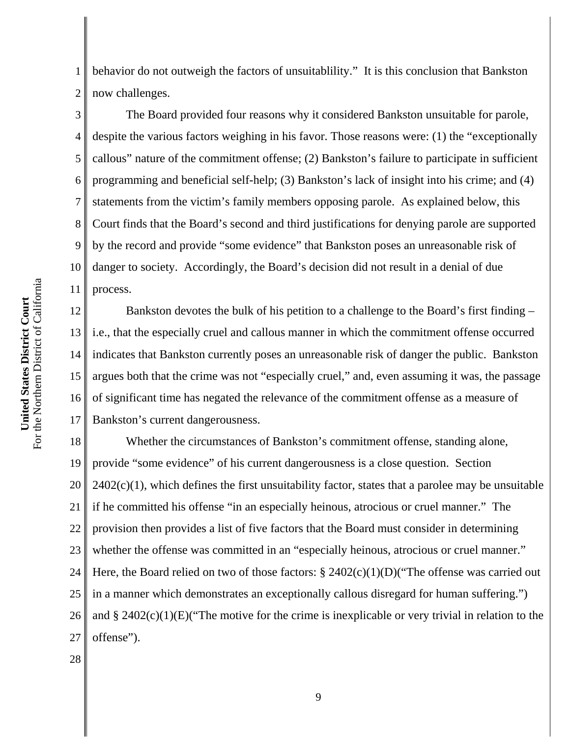behavior do not outweigh the factors of unsuitablility." It is this conclusion that Bankston now challenges.

The Board provided four reasons why it considered Bankston unsuitable for parole, despite the various factors weighing in his favor. Those reasons were: (1) the "exceptionally callous" nature of the commitment offense; (2) Bankston's failure to participate in sufficient programming and beneficial self-help; (3) Bankston's lack of insight into his crime; and (4) statements from the victim's family members opposing parole. As explained below, this Court finds that the Board's second and third justifications for denying parole are supported by the record and provide "some evidence" that Bankston poses an unreasonable risk of danger to society. Accordingly, the Board's decision did not result in a denial of due process.

Bankston devotes the bulk of his petition to a challenge to the Board's first finding – i.e., that the especially cruel and callous manner in which the commitment offense occurred indicates that Bankston currently poses an unreasonable risk of danger the public. Bankston argues both that the crime was not "especially cruel," and, even assuming it was, the passage of significant time has negated the relevance of the commitment offense as a measure of Bankston's current dangerousness.

Whether the circumstances of Bankston's commitment offense, standing alone, provide "some evidence" of his current dangerousness is a close question. Section 2402(c)(1), which defines the first unsuitability factor, states that a parolee may be unsuitable if he committed his offense "in an especially heinous, atrocious or cruel manner." The provision then provides a list of five factors that the Board must consider in determining whether the offense was committed in an "especially heinous, atrocious or cruel manner." Here, the Board relied on two of those factors: § 2402(c)(1)(D)("The offense was carried out in a manner which demonstrates an exceptionally callous disregard for human suffering.") and § 2402(c)(1)(E)("The motive for the crime is inexplicable or very trivial in relation to the offense").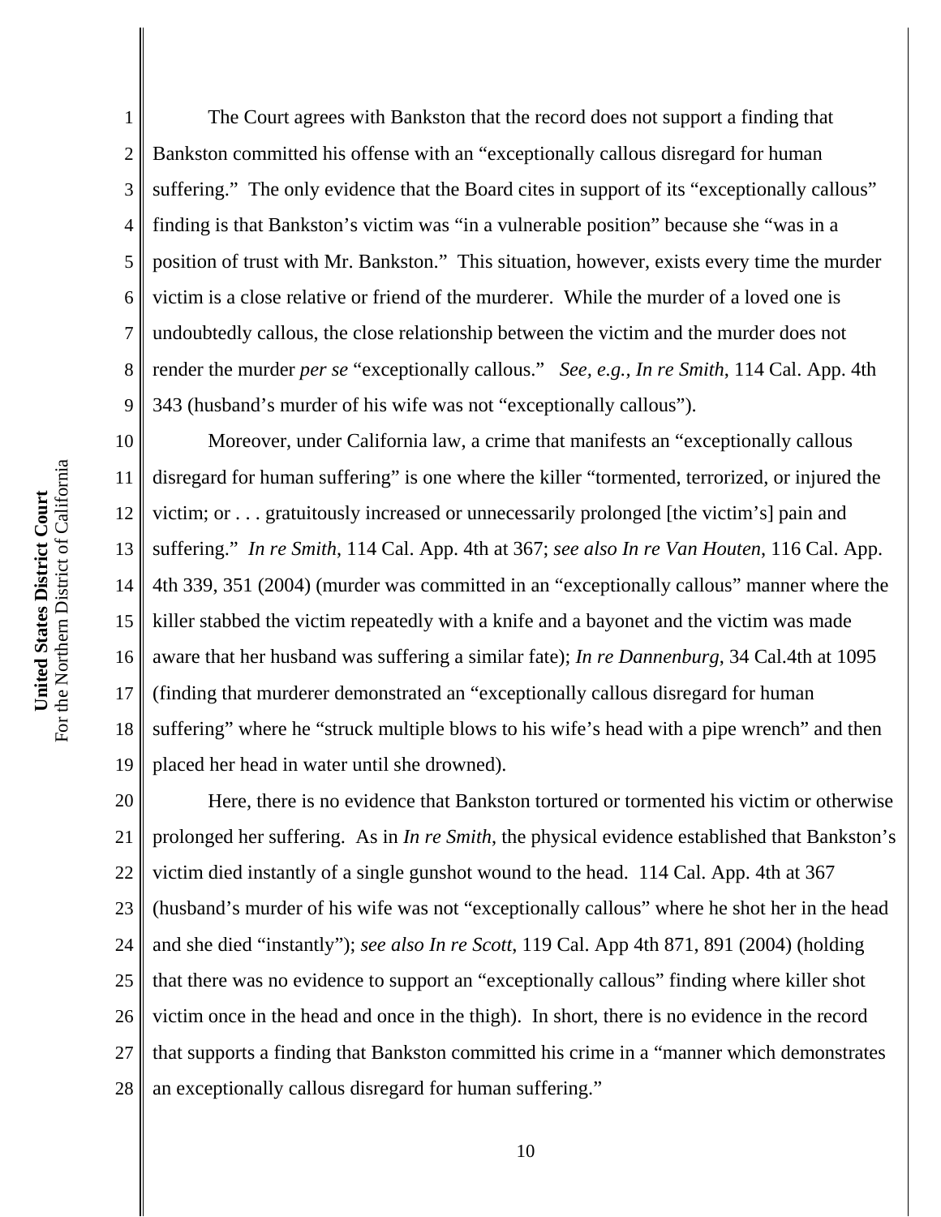The Court agrees with Bankston that the record does not support a finding that Bankston committed his offense with an "exceptionally callous disregard for human suffering." The only evidence that the Board cites in support of its "exceptionally callous" finding is that Bankston's victim was "in a vulnerable position" because she "was in a position of trust with Mr. Bankston." This situation, however, exists every time the murder victim is a close relative or friend of the murderer. While the murder of a loved one is undoubtedly callous, the close relationship between the victim and the murder does not render the murder *per se* "exceptionally callous." *See, e.g., In re Smith*, 114 Cal. App. 4th 343 (husband's murder of his wife was not "exceptionally callous").

Moreover, under California law, a crime that manifests an "exceptionally callous disregard for human suffering" is one where the killer "tormented, terrorized, or injured the victim; or . . . gratuitously increased or unnecessarily prolonged [the victim's] pain and suffering." *In re Smith*, 114 Cal. App. 4th at 367; *see also In re Van Houten*, 116 Cal. App. 4th 339, 351 (2004) (murder was committed in an "exceptionally callous" manner where the killer stabbed the victim repeatedly with a knife and a bayonet and the victim was made aware that her husband was suffering a similar fate); *In re Dannenburg*, 34 Cal.4th at 1095 (finding that murderer demonstrated an "exceptionally callous disregard for human suffering" where he "struck multiple blows to his wife's head with a pipe wrench" and then placed her head in water until she drowned).

Here, there is no evidence that Bankston tortured or tormented his victim or otherwise prolonged her suffering. As in *In re Smith*, the physical evidence established that Bankston's victim died instantly of a single gunshot wound to the head. 114 Cal. App. 4th at 367 (husband's murder of his wife was not "exceptionally callous" where he shot her in the head and she died "instantly"); *see also In re Scott*, 119 Cal. App 4th 871, 891 (2004) (holding that there was no evidence to support an "exceptionally callous" finding where killer shot victim once in the head and once in the thigh). In short, there is no evidence in the record that supports a finding that Bankston committed his crime in a "manner which demonstrates an exceptionally callous disregard for human suffering."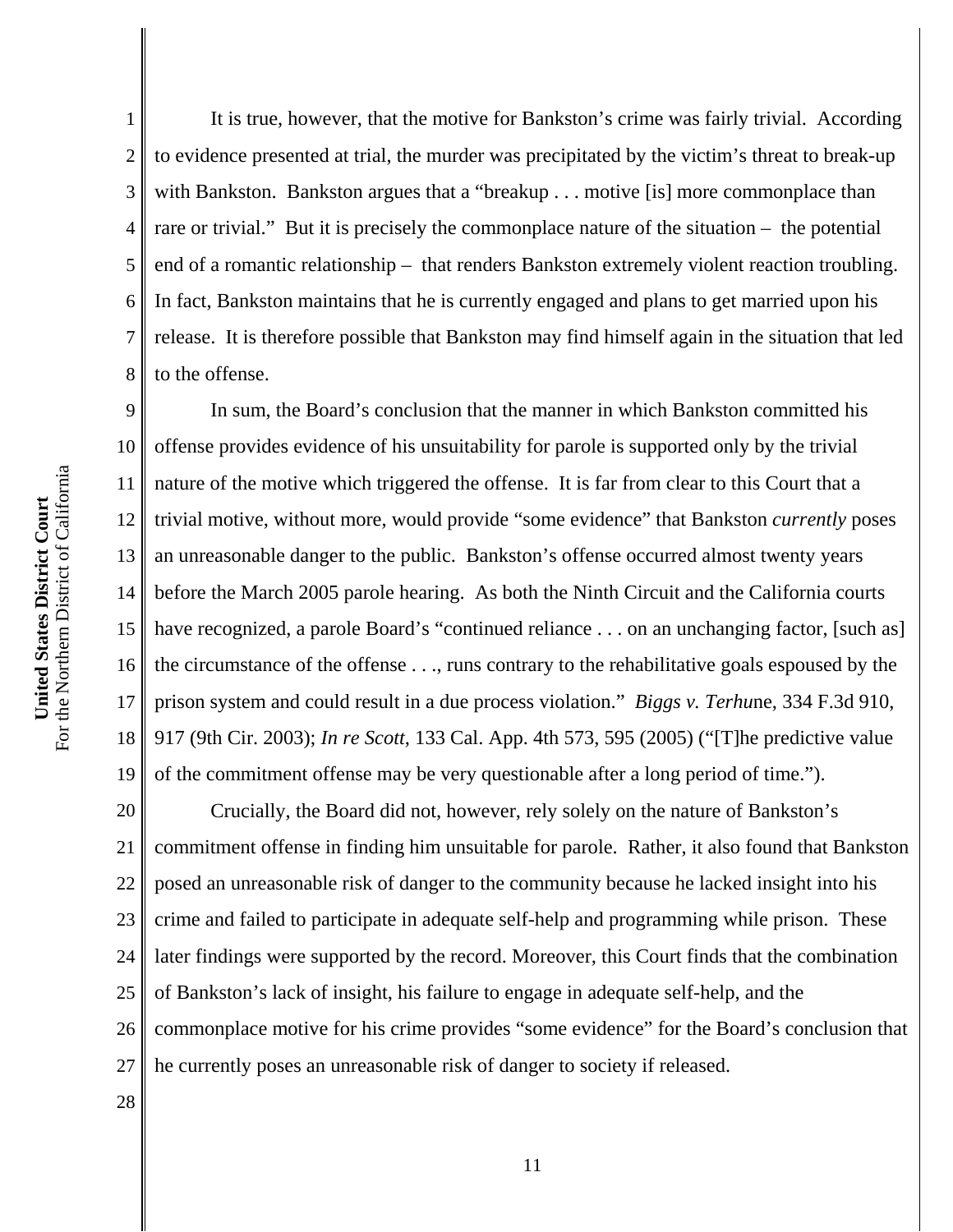It is true, however, that the motive for Bankston's crime was fairly trivial. According to evidence presented at trial, the murder was precipitated by the victim's threat to break-up with Bankston. Bankston argues that a "breakup . . . motive [is] more commonplace than rare or trivial." But it is precisely the commonplace nature of the situation – the potential end of a romantic relationship – that renders Bankston extremely violent reaction troubling. In fact, Bankston maintains that he is currently engaged and plans to get married upon his release. It is therefore possible that Bankston may find himself again in the situation that led to the offense.

In sum, the Board's conclusion that the manner in which Bankston committed his offense provides evidence of his unsuitability for parole is supported only by the trivial nature of the motive which triggered the offense. It is far from clear to this Court that a trivial motive, without more, would provide "some evidence" that Bankston *currently* poses an unreasonable danger to the public. Bankston's offense occurred almost twenty years before the March 2005 parole hearing. As both the Ninth Circuit and the California courts have recognized, a parole Board's "continued reliance . . . on an unchanging factor, [such as] the circumstance of the offense . . ., runs contrary to the rehabilitative goals espoused by the prison system and could result in a due process violation." *Biggs v. Terhu*ne, 334 F.3d 910, 917 (9th Cir. 2003); *In re Scott*, 133 Cal. App. 4th 573, 595 (2005) ("[T]he predictive value of the commitment offense may be very questionable after a long period of time.").

Crucially, the Board did not, however, rely solely on the nature of Bankston's commitment offense in finding him unsuitable for parole. Rather, it also found that Bankston posed an unreasonable risk of danger to the community because he lacked insight into his crime and failed to participate in adequate self-help and programming while prison. These later findings were supported by the record. Moreover, this Court finds that the combination of Bankston's lack of insight, his failure to engage in adequate self-help, and the commonplace motive for his crime provides "some evidence" for the Board's conclusion that he currently poses an unreasonable risk of danger to society if released.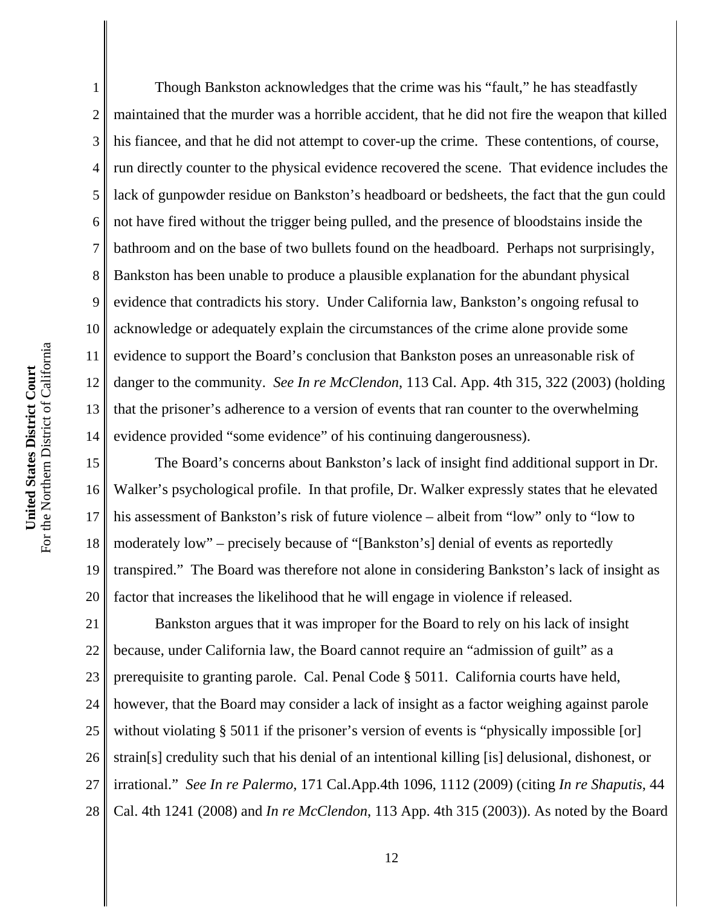Though Bankston acknowledges that the crime was his "fault," he has steadfastly maintained that the murder was a horrible accident, that he did not fire the weapon that killed his fiancee, and that he did not attempt to cover-up the crime. These contentions, of course, run directly counter to the physical evidence recovered the scene. That evidence includes the lack of gunpowder residue on Bankston's headboard or bedsheets, the fact that the gun could not have fired without the trigger being pulled, and the presence of bloodstains inside the bathroom and on the base of two bullets found on the headboard. Perhaps not surprisingly, Bankston has been unable to produce a plausible explanation for the abundant physical evidence that contradicts his story. Under California law, Bankston's ongoing refusal to acknowledge or adequately explain the circumstances of the crime alone provide some evidence to support the Board's conclusion that Bankston poses an unreasonable risk of danger to the community. *See In re McClendon*, 113 Cal. App. 4th 315, 322 (2003) (holding that the prisoner's adherence to a version of events that ran counter to the overwhelming evidence provided "some evidence" of his continuing dangerousness).

The Board's concerns about Bankston's lack of insight find additional support in Dr. Walker's psychological profile. In that profile, Dr. Walker expressly states that he elevated his assessment of Bankston's risk of future violence – albeit from "low" only to "low to moderately low" – precisely because of "[Bankston's] denial of events as reportedly transpired." The Board was therefore not alone in considering Bankston's lack of insight as factor that increases the likelihood that he will engage in violence if released.

Bankston argues that it was improper for the Board to rely on his lack of insight because, under California law, the Board cannot require an "admission of guilt" as a prerequisite to granting parole. Cal. Penal Code § 5011. California courts have held, however, that the Board may consider a lack of insight as a factor weighing against parole without violating § 5011 if the prisoner's version of events is "physically impossible [or] strain[s] credulity such that his denial of an intentional killing [is] delusional, dishonest, or irrational." *See In re Palermo*, 171 Cal.App.4th 1096, 1112 (2009) (citing *In re Shaputis*, 44 Cal. 4th 1241 (2008) and *In re McClendon*, 113 App. 4th 315 (2003)). As noted by the Board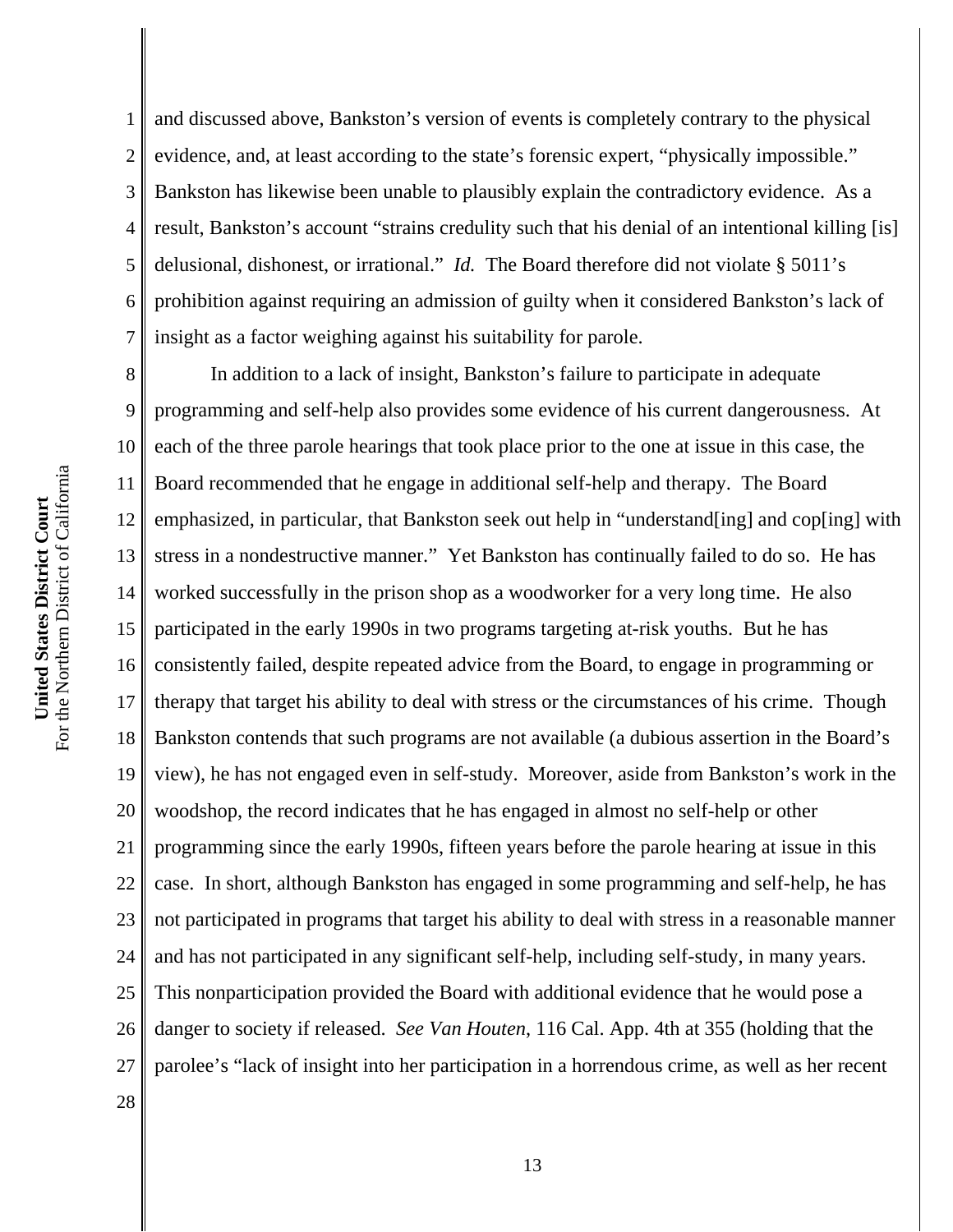and discussed above, Bankston's version of events is completely contrary to the physical evidence, and, at least according to the state's forensic expert, "physically impossible." Bankston has likewise been unable to plausibly explain the contradictory evidence. As a result, Bankston's account "strains credulity such that his denial of an intentional killing [is] delusional, dishonest, or irrational." *Id.* The Board therefore did not violate § 5011's prohibition against requiring an admission of guilty when it considered Bankston's lack of insight as a factor weighing against his suitability for parole.

In addition to a lack of insight, Bankston's failure to participate in adequate programming and self-help also provides some evidence of his current dangerousness. At each of the three parole hearings that took place prior to the one at issue in this case, the Board recommended that he engage in additional self-help and therapy. The Board emphasized, in particular, that Bankston seek out help in "understand[ing] and cop[ing] with stress in a nondestructive manner." Yet Bankston has continually failed to do so. He has worked successfully in the prison shop as a woodworker for a very long time. He also participated in the early 1990s in two programs targeting at-risk youths. But he has consistently failed, despite repeated advice from the Board, to engage in programming or therapy that target his ability to deal with stress or the circumstances of his crime. Though Bankston contends that such programs are not available (a dubious assertion in the Board's view), he has not engaged even in self-study. Moreover, aside from Bankston's work in the woodshop, the record indicates that he has engaged in almost no self-help or other programming since the early 1990s, fifteen years before the parole hearing at issue in this case. In short, although Bankston has engaged in some programming and self-help, he has not participated in programs that target his ability to deal with stress in a reasonable manner and has not participated in any significant self-help, including self-study, in many years. This nonparticipation provided the Board with additional evidence that he would pose a danger to society if released. *See Van Houten*, 116 Cal. App. 4th at 355 (holding that the parolee's "lack of insight into her participation in a horrendous crime, as well as her recent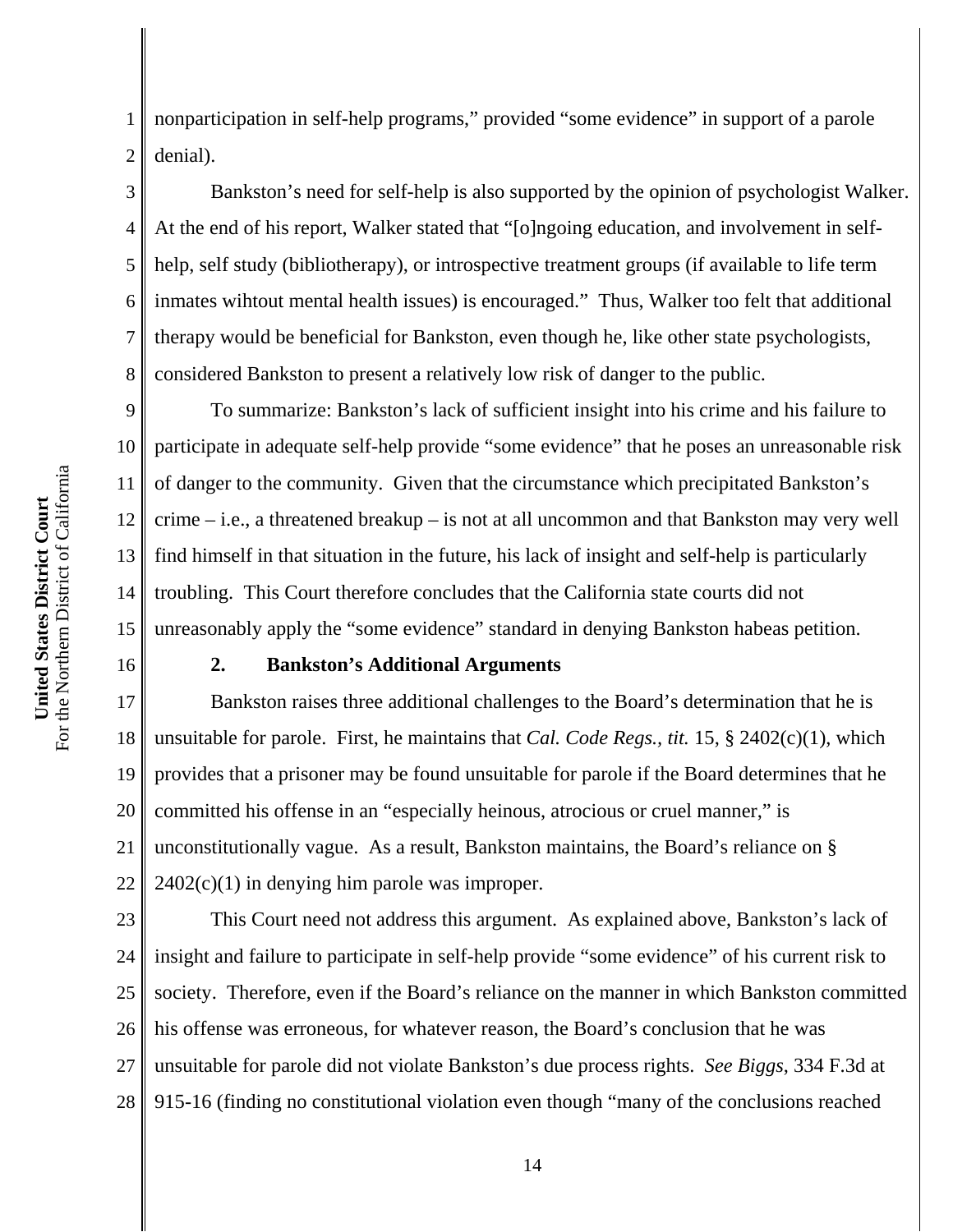nonparticipation in self-help programs," provided "some evidence" in support of a parole denial).

Bankston's need for self-help is also supported by the opinion of psychologist Walker. At the end of his report, Walker stated that "[o]ngoing education, and involvement in self-help, self study (bibliotherapy), or introspective treatment groups (if available to life term inmates wihtout mental health issues) is encouraged." Thus, Walker too felt that additional therapy would be beneficial for Bankston, even though he, like other state psychologists, considered Bankston to present a relatively low risk of danger to the public.

To summarize: Bankston's lack of sufficient insight into his crime and his failure to participate in adequate self-help provide "some evidence" that he poses an unreasonable risk of danger to the community. Given that the circumstance which precipitated Bankston's crime – i.e., a threatened breakup – is not at all uncommon and that Bankston may very well find himself in that situation in the future, his lack of insight and self-help is particularly troubling. This Court therefore concludes that the California state courts did not unreasonably apply the "some evidence" standard in denying Bankston habeas petition.

### 2. Bankston's Additional Arguments

Bankston raises three additional challenges to the Board's determination that he is unsuitable for parole. First, he maintains that *Cal. Code Regs., tit.* 15, § 2402(c)(1), which provides that a prisoner may be found unsuitable for parole if the Board determines that he committed his offense in an "especially heinous, atrocious or cruel manner," is unconstitutionally vague. As a result, Bankston maintains, the Board's reliance on § 2402(c)(1) in denying him parole was improper.

This Court need not address this argument. As explained above, Bankston's lack of insight and failure to participate in self-help provide "some evidence" of his current risk to society. Therefore, even if the Board's reliance on the manner in which Bankston committed his offense was erroneous, for whatever reason, the Board's conclusion that he was unsuitable for parole did not violate Bankston's due process rights. *See Biggs*, 334 F.3d at 915-16 (finding no constitutional violation even though "many of the conclusions reached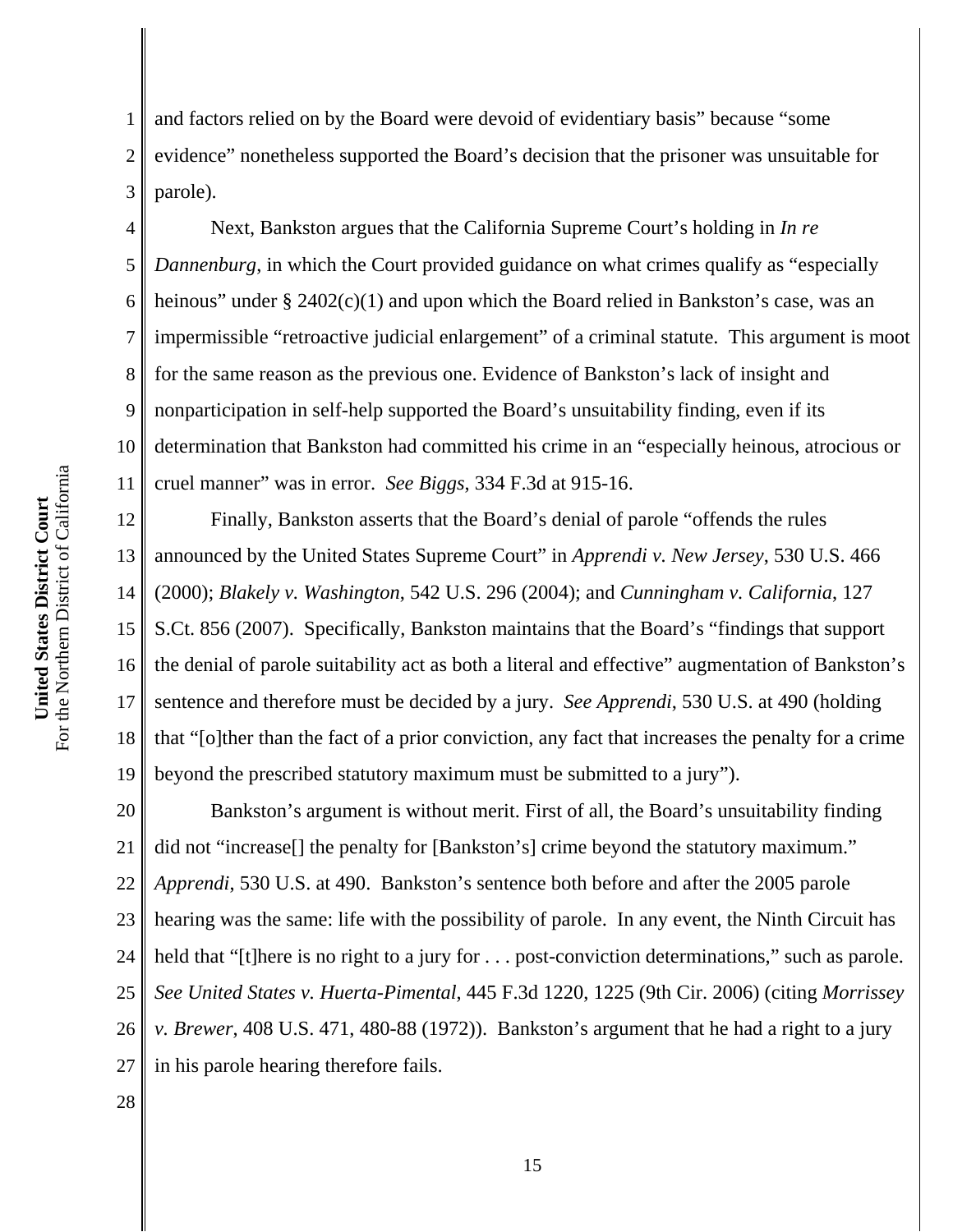and factors relied on by the Board were devoid of evidentiary basis" because "some evidence" nonetheless supported the Board's decision that the prisoner was unsuitable for parole).

Next, Bankston argues that the California Supreme Court's holding in *In re Dannenburg*, in which the Court provided guidance on what crimes qualify as "especially heinous" under § 2402(c)(1) and upon which the Board relied in Bankston's case, was an impermissible "retroactive judicial enlargement" of a criminal statute. This argument is moot for the same reason as the previous one. Evidence of Bankston's lack of insight and nonparticipation in self-help supported the Board's unsuitability finding, even if its determination that Bankston had committed his crime in an "especially heinous, atrocious or cruel manner" was in error. *See Biggs*, 334 F.3d at 915-16.

Finally, Bankston asserts that the Board's denial of parole "offends the rules announced by the United States Supreme Court" in *Apprendi v. New Jersey*, 530 U.S. 466 (2000); *Blakely v. Washington*, 542 U.S. 296 (2004); and *Cunningham v. California*, 127 S.Ct. 856 (2007). Specifically, Bankston maintains that the Board's "findings that support the denial of parole suitability act as both a literal and effective" augmentation of Bankston's sentence and therefore must be decided by a jury. *See Apprendi*, 530 U.S. at 490 (holding that "[o]ther than the fact of a prior conviction, any fact that increases the penalty for a crime beyond the prescribed statutory maximum must be submitted to a jury").

Bankston's argument is without merit. First of all, the Board's unsuitability finding did not "increase[] the penalty for [Bankston's] crime beyond the statutory maximum." *Apprendi*, 530 U.S. at 490. Bankston's sentence both before and after the 2005 parole hearing was the same: life with the possibility of parole. In any event, the Ninth Circuit has held that "[t]here is no right to a jury for . . . post-conviction determinations," such as parole. *See United States v. Huerta-Pimental*, 445 F.3d 1220, 1225 (9th Cir. 2006) (citing *Morrissey v. Brewer*, 408 U.S. 471, 480-88 (1972)). Bankston's argument that he had a right to a jury in his parole hearing therefore fails.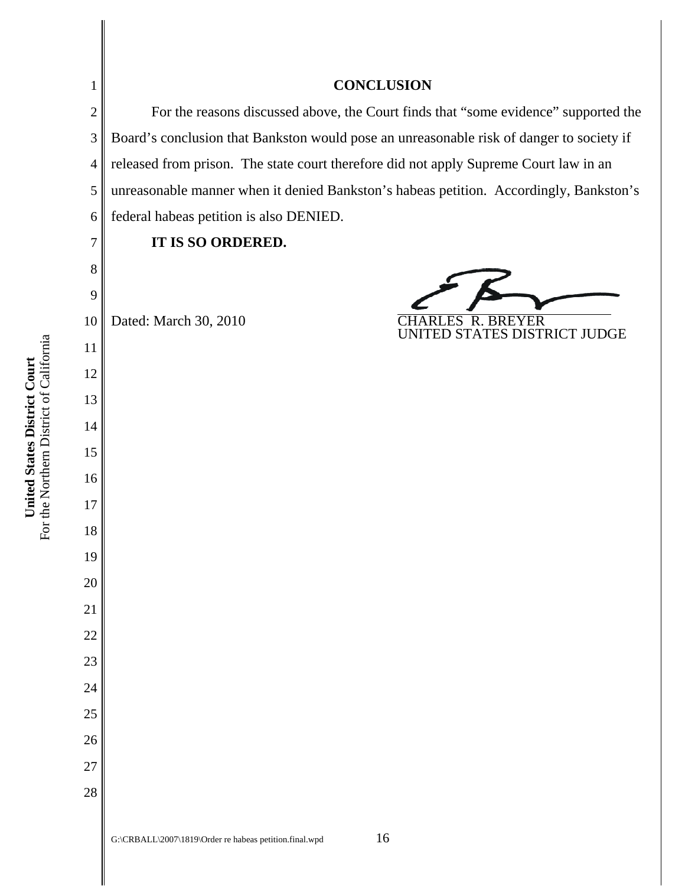## CONCLUSION

For the reasons discussed above, the Court finds that "some evidence" supported the Board's conclusion that Bankston would pose an unreasonable risk of danger to society if released from prison. The state court therefore did not apply Supreme Court law in an unreasonable manner when it denied Bankston's habeas petition. Accordingly, Bankston's federal habeas petition is also DENIED.

**IT IS SO ORDERED.**

Dated: March 30, 2010

CHARLES R. BREYER
UNITED STATES DISTRICT JUDGE